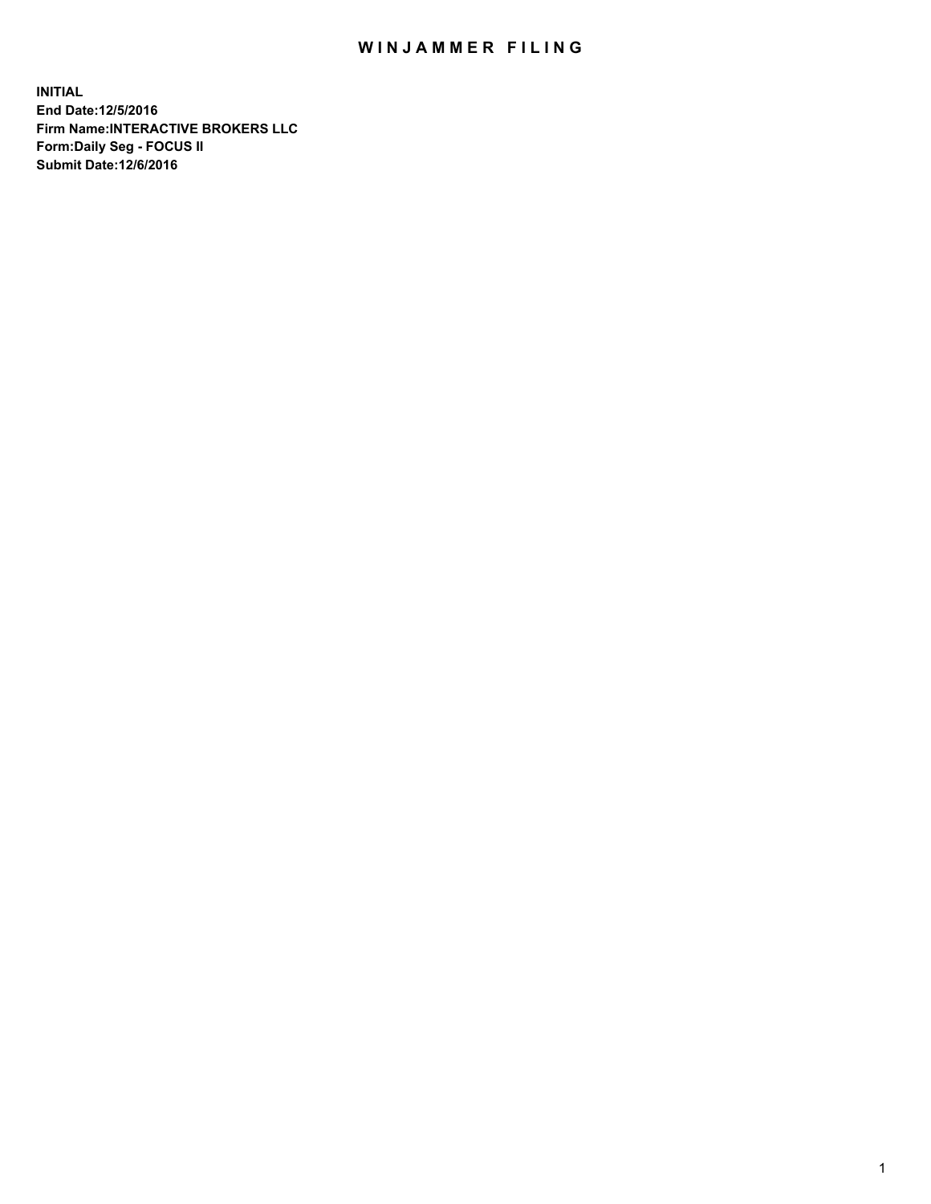# WINJAMMER FILING

**INITIAL**
**End Date:12/5/2016**
**Firm Name:INTERACTIVE BROKERS LLC**
**Form:Daily Seg - FOCUS II**
**Submit Date:12/6/2016**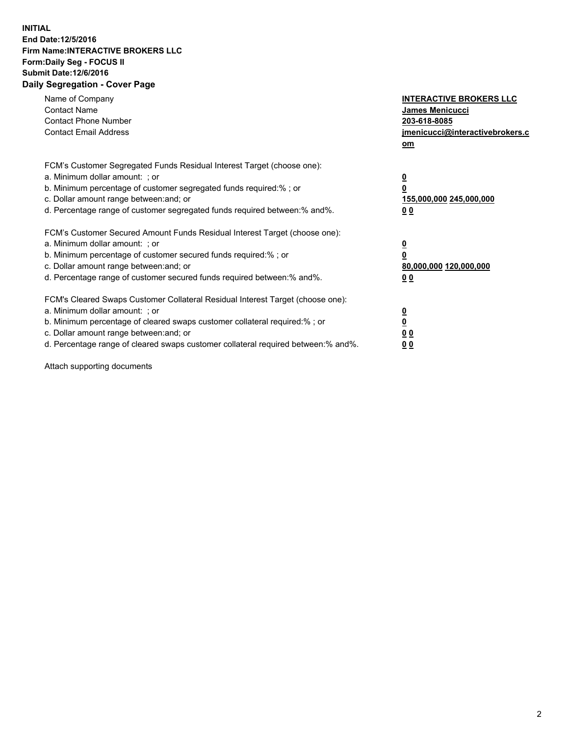**INITIAL**
**End Date:12/5/2016**
**Firm Name:INTERACTIVE BROKERS LLC**
**Form:Daily Seg - FOCUS II**
**Submit Date:12/6/2016**
**Daily Segregation - Cover Page**

| | |
|---|---|
| Name of Company | **INTERACTIVE BROKERS LLC** |
| Contact Name | **James Menicucci** |
| Contact Phone Number | **203-618-8085** |
| Contact Email Address | **jmenicucci@interactivebrokers.com** |

FCM's Customer Segregated Funds Residual Interest Target (choose one):

| | |
|---|---|
| a. Minimum dollar amount: ; or | **0** |
| b. Minimum percentage of customer segregated funds required:% ; or | **0** |
| c. Dollar amount range between:and; or | **155,000,000** **245,000,000** |
| d. Percentage range of customer segregated funds required between:% and%. | **0** **0** |

FCM's Customer Secured Amount Funds Residual Interest Target (choose one):

| | |
|---|---|
| a. Minimum dollar amount: ; or | **0** |
| b. Minimum percentage of customer secured funds required:% ; or | **0** |
| c. Dollar amount range between:and; or | **80,000,000** **120,000,000** |
| d. Percentage range of customer secured funds required between:% and%. | **0** **0** |

FCM's Cleared Swaps Customer Collateral Residual Interest Target (choose one):

| | |
|---|---|
| a. Minimum dollar amount: ; or | **0** |
| b. Minimum percentage of cleared swaps customer collateral required:% ; or | **0** |
| c. Dollar amount range between:and; or | **0** **0** |
| d. Percentage range of cleared swaps customer collateral required between:% and%. | **0** **0** |

Attach supporting documents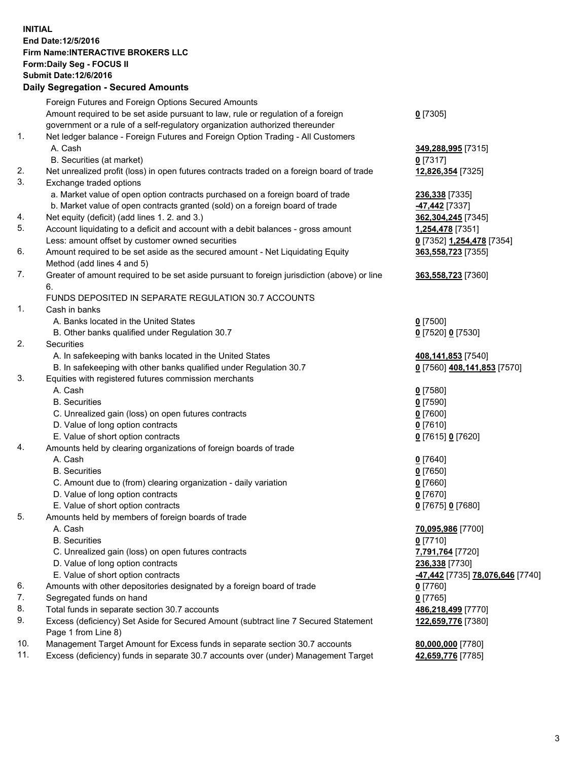**INITIAL**
**End Date:12/5/2016**
**Firm Name:INTERACTIVE BROKERS LLC**
**Form:Daily Seg - FOCUS II**
**Submit Date:12/6/2016**

**Daily Segregation - Secured Amounts**

| | | |
|---|---|---|
| | Foreign Futures and Foreign Options Secured Amounts | |
| | Amount required to be set aside pursuant to law, rule or regulation of a foreign government or a rule of a self-regulatory organization authorized thereunder | **0** [7305] |
| 1. | Net ledger balance - Foreign Futures and Foreign Option Trading - All Customers | |
| | A. Cash | **349,288,995** [7315] |
| | B. Securities (at market) | **0** [7317] |
| 2. | Net unrealized profit (loss) in open futures contracts traded on a foreign board of trade | **12,826,354** [7325] |
| 3. | Exchange traded options | |
| | a. Market value of open option contracts purchased on a foreign board of trade | **236,338** [7335] |
| | b. Market value of open contracts granted (sold) on a foreign board of trade | **-47,442** [7337] |
| 4. | Net equity (deficit) (add lines 1. 2. and 3.) | **362,304,245** [7345] |
| 5. | Account liquidating to a deficit and account with a debit balances - gross amount | **1,254,478** [7351] |
| | Less: amount offset by customer owned securities | **0** [7352] **1,254,478** [7354] |
| 6. | Amount required to be set aside as the secured amount - Net Liquidating Equity Method (add lines 4 and 5) | **363,558,723** [7355] |
| 7. | Greater of amount required to be set aside pursuant to foreign jurisdiction (above) or line 6. | **363,558,723** [7360] |
| | FUNDS DEPOSITED IN SEPARATE REGULATION 30.7 ACCOUNTS | |
| 1. | Cash in banks | |
| | A. Banks located in the United States | **0** [7500] |
| | B. Other banks qualified under Regulation 30.7 | **0** [7520] **0** [7530] |
| 2. | Securities | |
| | A. In safekeeping with banks located in the United States | **408,141,853** [7540] |
| | B. In safekeeping with other banks qualified under Regulation 30.7 | **0** [7560] **408,141,853** [7570] |
| 3. | Equities with registered futures commission merchants | |
| | A. Cash | **0** [7580] |
| | B. Securities | **0** [7590] |
| | C. Unrealized gain (loss) on open futures contracts | **0** [7600] |
| | D. Value of long option contracts | **0** [7610] |
| | E. Value of short option contracts | **0** [7615] **0** [7620] |
| 4. | Amounts held by clearing organizations of foreign boards of trade | |
| | A. Cash | **0** [7640] |
| | B. Securities | **0** [7650] |
| | C. Amount due to (from) clearing organization - daily variation | **0** [7660] |
| | D. Value of long option contracts | **0** [7670] |
| | E. Value of short option contracts | **0** [7675] **0** [7680] |
| 5. | Amounts held by members of foreign boards of trade | |
| | A. Cash | **70,095,986** [7700] |
| | B. Securities | **0** [7710] |
| | C. Unrealized gain (loss) on open futures contracts | **7,791,764** [7720] |
| | D. Value of long option contracts | **236,338** [7730] |
| | E. Value of short option contracts | **-47,442** [7735] **78,076,646** [7740] |
| 6. | Amounts with other depositories designated by a foreign board of trade | **0** [7760] |
| 7. | Segregated funds on hand | **0** [7765] |
| 8. | Total funds in separate section 30.7 accounts | **486,218,499** [7770] |
| 9. | Excess (deficiency) Set Aside for Secured Amount (subtract line 7 Secured Statement Page 1 from Line 8) | **122,659,776** [7380] |
| 10. | Management Target Amount for Excess funds in separate section 30.7 accounts | **80,000,000** [7780] |
| 11. | Excess (deficiency) funds in separate 30.7 accounts over (under) Management Target | **42,659,776** [7785] |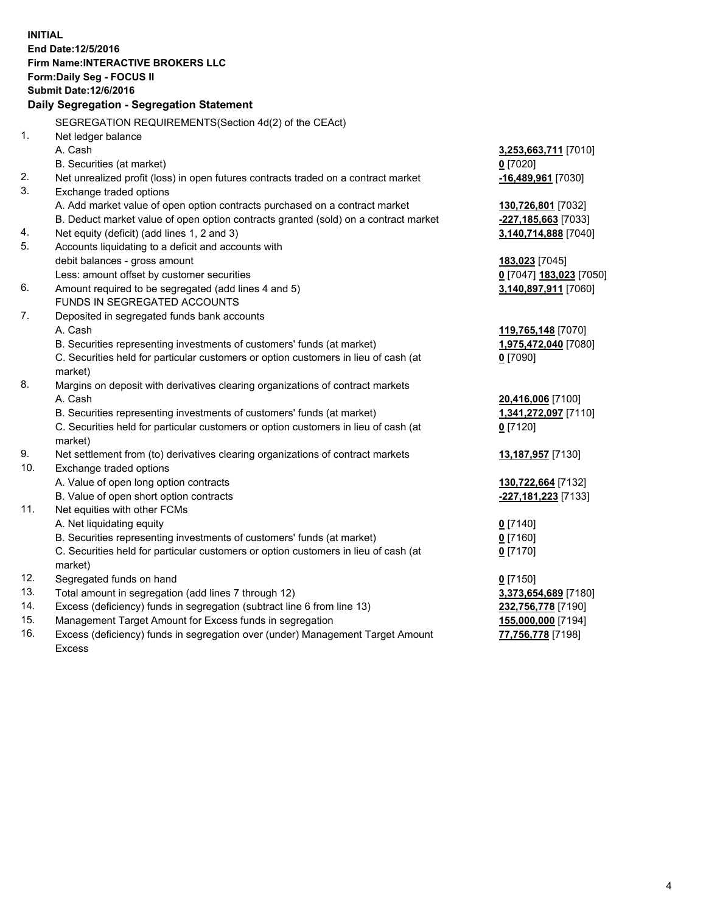**INITIAL**
**End Date:12/5/2016**
**Firm Name:INTERACTIVE BROKERS LLC**
**Form:Daily Seg - FOCUS II**
**Submit Date:12/6/2016**

**Daily Segregation - Segregation Statement**

SEGREGATION REQUIREMENTS(Section 4d(2) of the CEAct)

| | | |
|---|---|---|
| 1. | Net ledger balance | |
| | A. Cash | **3,253,663,711** [7010] |
| | B. Securities (at market) | **0** [7020] |
| 2. | Net unrealized profit (loss) in open futures contracts traded on a contract market | **-16,489,961** [7030] |
| 3. | Exchange traded options | |
| | A. Add market value of open option contracts purchased on a contract market | **130,726,801** [7032] |
| | B. Deduct market value of open option contracts granted (sold) on a contract market | **-227,185,663** [7033] |
| 4. | Net equity (deficit) (add lines 1, 2 and 3) | **3,140,714,888** [7040] |
| 5. | Accounts liquidating to a deficit and accounts with | |
| | debit balances - gross amount | **183,023** [7045] |
| | Less: amount offset by customer securities | **0** [7047] **183,023** [7050] |
| 6. | Amount required to be segregated (add lines 4 and 5) | **3,140,897,911** [7060] |
| | FUNDS IN SEGREGATED ACCOUNTS | |
| 7. | Deposited in segregated funds bank accounts | |
| | A. Cash | **119,765,148** [7070] |
| | B. Securities representing investments of customers' funds (at market) | **1,975,472,040** [7080] |
| | C. Securities held for particular customers or option customers in lieu of cash (at market) | **0** [7090] |
| 8. | Margins on deposit with derivatives clearing organizations of contract markets | |
| | A. Cash | **20,416,006** [7100] |
| | B. Securities representing investments of customers' funds (at market) | **1,341,272,097** [7110] |
| | C. Securities held for particular customers or option customers in lieu of cash (at market) | **0** [7120] |
| 9. | Net settlement from (to) derivatives clearing organizations of contract markets | **13,187,957** [7130] |
| 10. | Exchange traded options | |
| | A. Value of open long option contracts | **130,722,664** [7132] |
| | B. Value of open short option contracts | **-227,181,223** [7133] |
| 11. | Net equities with other FCMs | |
| | A. Net liquidating equity | **0** [7140] |
| | B. Securities representing investments of customers' funds (at market) | **0** [7160] |
| | C. Securities held for particular customers or option customers in lieu of cash (at market) | **0** [7170] |
| 12. | Segregated funds on hand | **0** [7150] |
| 13. | Total amount in segregation (add lines 7 through 12) | **3,373,654,689** [7180] |
| 14. | Excess (deficiency) funds in segregation (subtract line 6 from line 13) | **232,756,778** [7190] |
| 15. | Management Target Amount for Excess funds in segregation | **155,000,000** [7194] |
| 16. | Excess (deficiency) funds in segregation over (under) Management Target Amount Excess | **77,756,778** [7198] |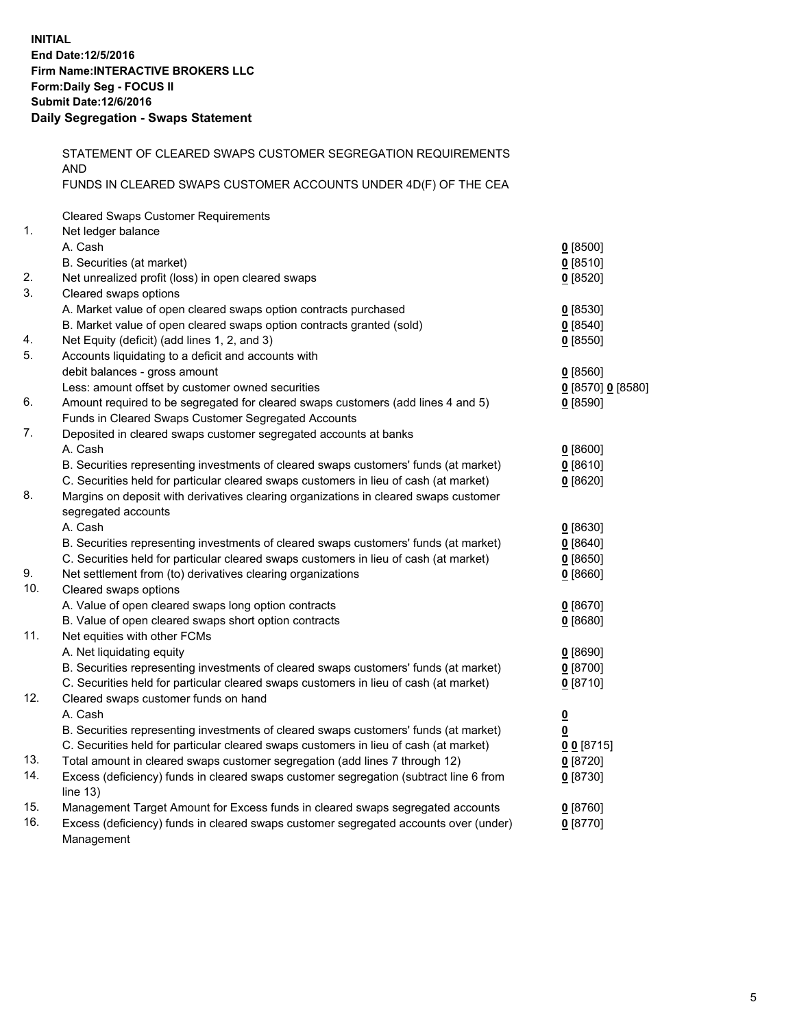**INITIAL**
**End Date:12/5/2016**
**Firm Name:INTERACTIVE BROKERS LLC**
**Form:Daily Seg - FOCUS II**
**Submit Date:12/6/2016**
**Daily Segregation - Swaps Statement**

STATEMENT OF CLEARED SWAPS CUSTOMER SEGREGATION REQUIREMENTS AND FUNDS IN CLEARED SWAPS CUSTOMER ACCOUNTS UNDER 4D(F) OF THE CEA

| | | |
|---|---|---|
| | Cleared Swaps Customer Requirements | |
| 1. | Net ledger balance | |
| | A. Cash | 0 [8500] |
| | B. Securities (at market) | 0 [8510] |
| 2. | Net unrealized profit (loss) in open cleared swaps | 0 [8520] |
| 3. | Cleared swaps options | |
| | A. Market value of open cleared swaps option contracts purchased | 0 [8530] |
| | B. Market value of open cleared swaps option contracts granted (sold) | 0 [8540] |
| 4. | Net Equity (deficit) (add lines 1, 2, and 3) | 0 [8550] |
| 5. | Accounts liquidating to a deficit and accounts with debit balances - gross amount | 0 [8560] |
| | Less: amount offset by customer owned securities | 0 [8570] 0 [8580] |
| 6. | Amount required to be segregated for cleared swaps customers (add lines 4 and 5) | 0 [8590] |
| | Funds in Cleared Swaps Customer Segregated Accounts | |
| 7. | Deposited in cleared swaps customer segregated accounts at banks | |
| | A. Cash | 0 [8600] |
| | B. Securities representing investments of cleared swaps customers' funds (at market) | 0 [8610] |
| | C. Securities held for particular cleared swaps customers in lieu of cash (at market) | 0 [8620] |
| 8. | Margins on deposit with derivatives clearing organizations in cleared swaps customer segregated accounts | |
| | A. Cash | 0 [8630] |
| | B. Securities representing investments of cleared swaps customers' funds (at market) | 0 [8640] |
| | C. Securities held for particular cleared swaps customers in lieu of cash (at market) | 0 [8650] |
| 9. | Net settlement from (to) derivatives clearing organizations | 0 [8660] |
| 10. | Cleared swaps options | |
| | A. Value of open cleared swaps long option contracts | 0 [8670] |
| | B. Value of open cleared swaps short option contracts | 0 [8680] |
| 11. | Net equities with other FCMs | |
| | A. Net liquidating equity | 0 [8690] |
| | B. Securities representing investments of cleared swaps customers' funds (at market) | 0 [8700] |
| | C. Securities held for particular cleared swaps customers in lieu of cash (at market) | 0 [8710] |
| 12. | Cleared swaps customer funds on hand | |
| | A. Cash | 0 |
| | B. Securities representing investments of cleared swaps customers' funds (at market) | 0 |
| | C. Securities held for particular cleared swaps customers in lieu of cash (at market) | 0 0 [8715] |
| 13. | Total amount in cleared swaps customer segregation (add lines 7 through 12) | 0 [8720] |
| 14. | Excess (deficiency) funds in cleared swaps customer segregation (subtract line 6 from line 13) | 0 [8730] |
| 15. | Management Target Amount for Excess funds in cleared swaps segregated accounts | 0 [8760] |
| 16. | Excess (deficiency) funds in cleared swaps customer segregated accounts over (under) Management | 0 [8770] |